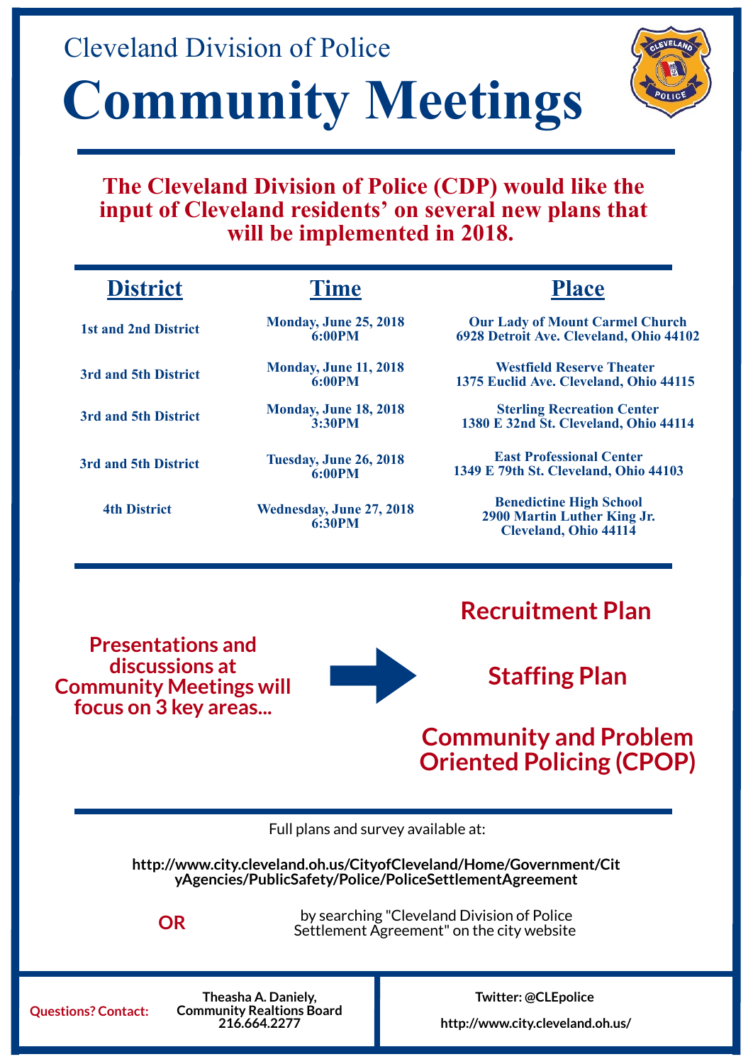Cleveland Division of Police

# Community Meetings

**The Cleveland Division of Police (CDP) would like the input of Cleveland residents' on several new plans that will be implemented in 2018.**

| District | Time | Place |
| --- | --- | --- |
| 1st and 2nd District | Monday, June 25, 2018 6:00PM | Our Lady of Mount Carmel Church 6928 Detroit Ave. Cleveland, Ohio 44102 |
| 3rd and 5th District | Monday, June 11, 2018 6:00PM | Westfield Reserve Theater 1375 Euclid Ave. Cleveland, Ohio 44115 |
| 3rd and 5th District | Monday, June 18, 2018 3:30PM | Sterling Recreation Center 1380 E 32nd St. Cleveland, Ohio 44114 |
| 3rd and 5th District | Tuesday, June 26, 2018 6:00PM | East Professional Center 1349 E 79th St. Cleveland, Ohio 44103 |
| 4th District | Wednesday, June 27, 2018 6:30PM | Benedictine High School 2900 Martin Luther King Jr. Cleveland, Ohio 44114 |

**Presentations and discussions at Community Meetings will focus on 3 key areas...**

- **Recruitment Plan**
- **Staffing Plan**
- **Community and Problem Oriented Policing (CPOP)**

Full plans and survey available at:

**http://www.city.cleveland.oh.us/CityofCleveland/Home/Government/CityAgencies/PublicSafety/Police/PoliceSettlementAgreement**

**OR**

by searching "Cleveland Division of Police Settlement Agreement" on the city website

**Questions? Contact:** **Theasha A. Daniely, Community Realtions Board 216.664.2277**

**Twitter: @CLEpolice**

**http://www.city.cleveland.oh.us/**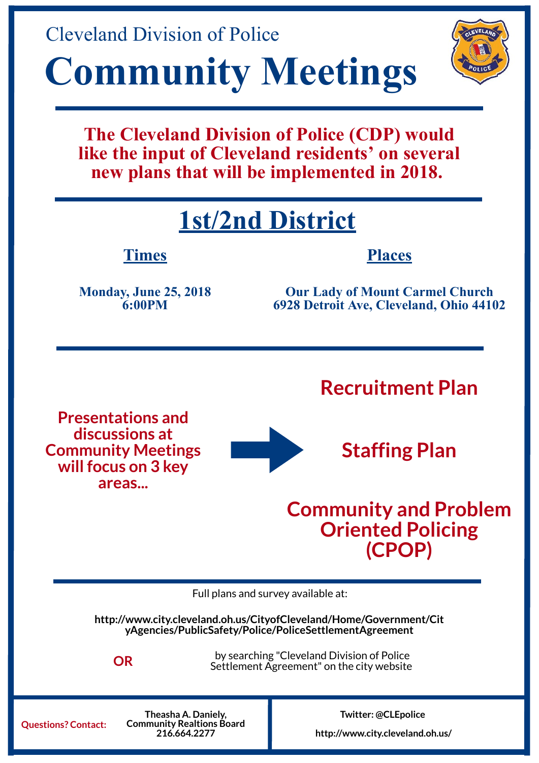Cleveland Division of Police

# Community Meetings

**The Cleveland Division of Police (CDP) would like the input of Cleveland residents' on several new plans that will be implemented in 2018.**

## 1st/2nd District

| Times | Places |
| --- | --- |
| **Monday, June 25, 2018**<br>**6:00PM** | **Our Lady of Mount Carmel Church**<br>**6928 Detroit Ave, Cleveland, Ohio 44102** |

**Presentations and discussions at Community Meetings will focus on 3 key areas...**

- **Recruitment Plan**
- **Staffing Plan**
- **Community and Problem Oriented Policing (CPOP)**

Full plans and survey available at:

**http://www.city.cleveland.oh.us/CityofCleveland/Home/Government/CityAgencies/PublicSafety/Police/PoliceSettlementAgreement**

**OR** by searching "Cleveland Division of Police Settlement Agreement" on the city website

**Questions? Contact:** **Theasha A. Daniely, Community Realtions Board 216.664.2277**

**Twitter: @CLEpolice**

**http://www.city.cleveland.oh.us/**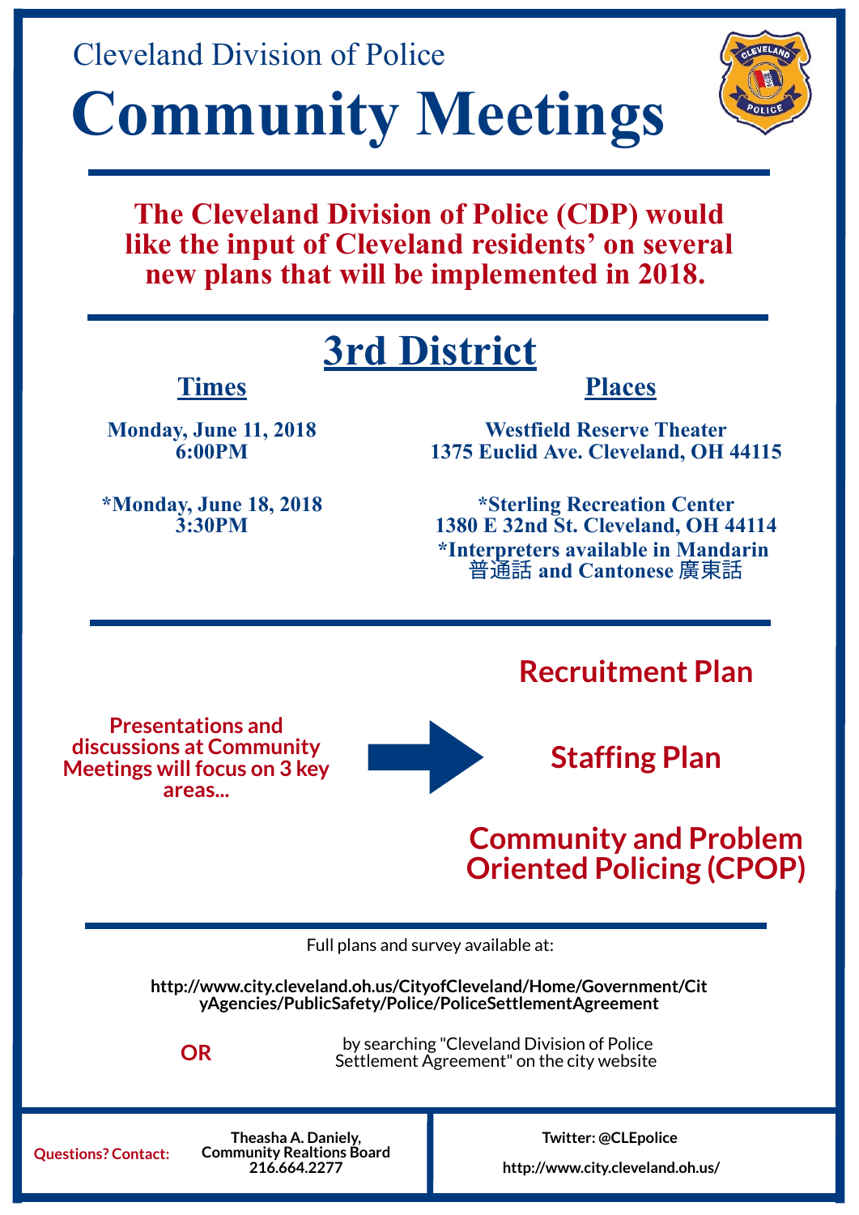Cleveland Division of Police

# Community Meetings

**The Cleveland Division of Police (CDP) would like the input of Cleveland residents' on several new plans that will be implemented in 2018.**

## 3rd District

| Times | Places |
| --- | --- |
| **Monday, June 11, 2018**<br>**6:00PM** | **Westfield Reserve Theater**<br>**1375 Euclid Ave. Cleveland, OH 44115** |
| **\*Monday, June 18, 2018**<br>**3:30PM** | **\*Sterling Recreation Center**<br>**1380 E 32nd St. Cleveland, OH 44114**<br>**\*Interpreters available in Mandarin 普通話 and Cantonese 廣東話** |

**Presentations and discussions at Community Meetings will focus on 3 key areas...**

- **Recruitment Plan**
- **Staffing Plan**
- **Community and Problem Oriented Policing (CPOP)**

Full plans and survey available at:

**http://www.city.cleveland.oh.us/CityofCleveland/Home/Government/CityAgencies/PublicSafety/Police/PoliceSettlementAgreement**

**OR**

by searching "Cleveland Division of Police Settlement Agreement" on the city website

**Questions? Contact:** **Theasha A. Daniely, Community Realtions Board 216.664.2277**

**Twitter: @CLEpolice**

**http://www.city.cleveland.oh.us/**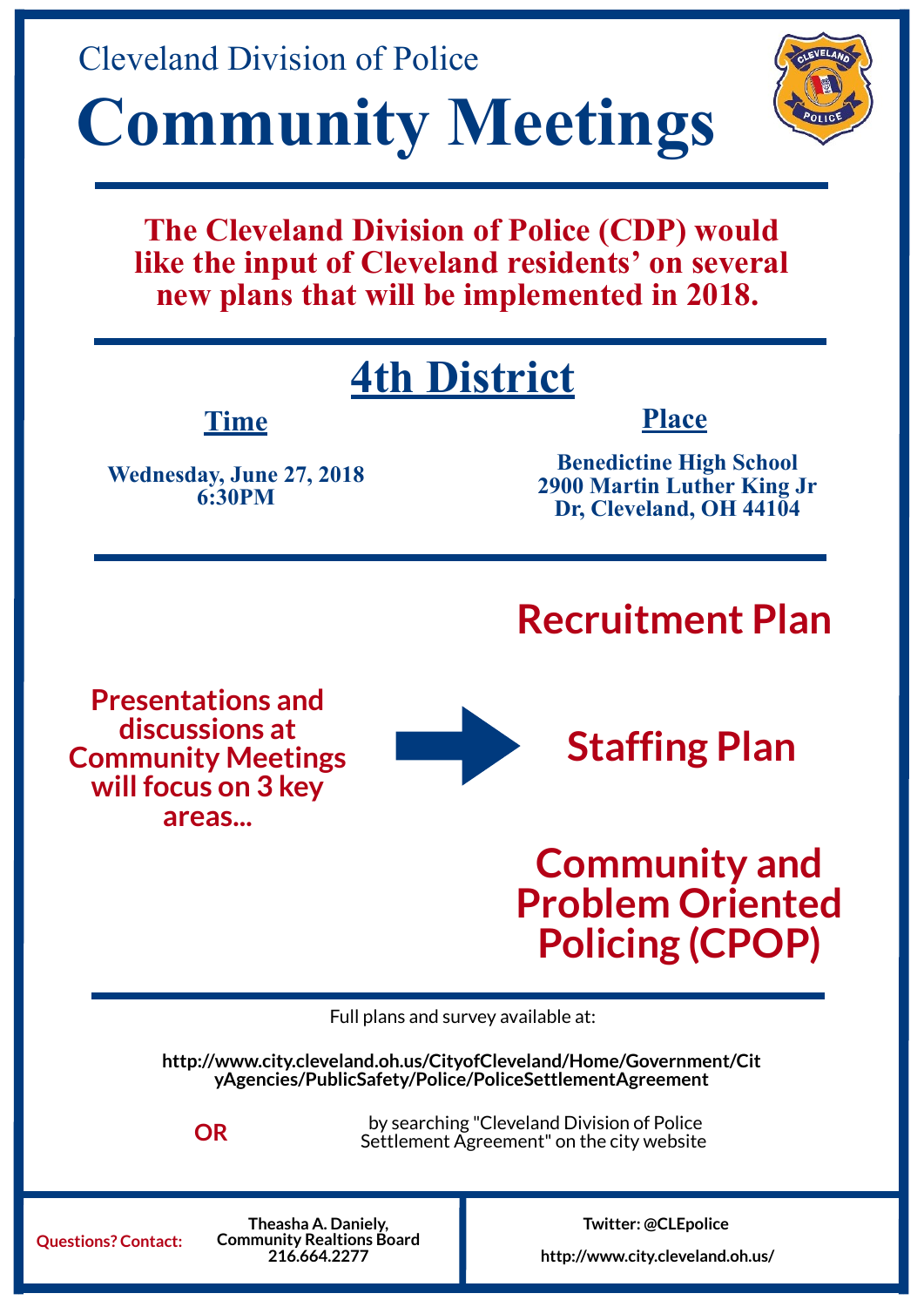Cleveland Division of Police

# Community Meetings

**The Cleveland Division of Police (CDP) would like the input of Cleveland residents' on several new plans that will be implemented in 2018.**

## 4th District

**Time**

**Wednesday, June 27, 2018**
**6:30PM**

**Place**

**Benedictine High School**
**2900 Martin Luther King Jr Dr, Cleveland, OH 44104**

**Presentations and discussions at Community Meetings will focus on 3 key areas...**

- **Recruitment Plan**
- **Staffing Plan**
- **Community and Problem Oriented Policing (CPOP)**

Full plans and survey available at:

**http://www.city.cleveland.oh.us/CityofCleveland/Home/Government/CityAgencies/PublicSafety/Police/PoliceSettlementAgreement**

**OR** by searching "Cleveland Division of Police Settlement Agreement" on the city website

**Questions? Contact:** **Theasha A. Daniely, Community Realtions Board 216.664.2277**

**Twitter: @CLEpolice**

**http://www.city.cleveland.oh.us/**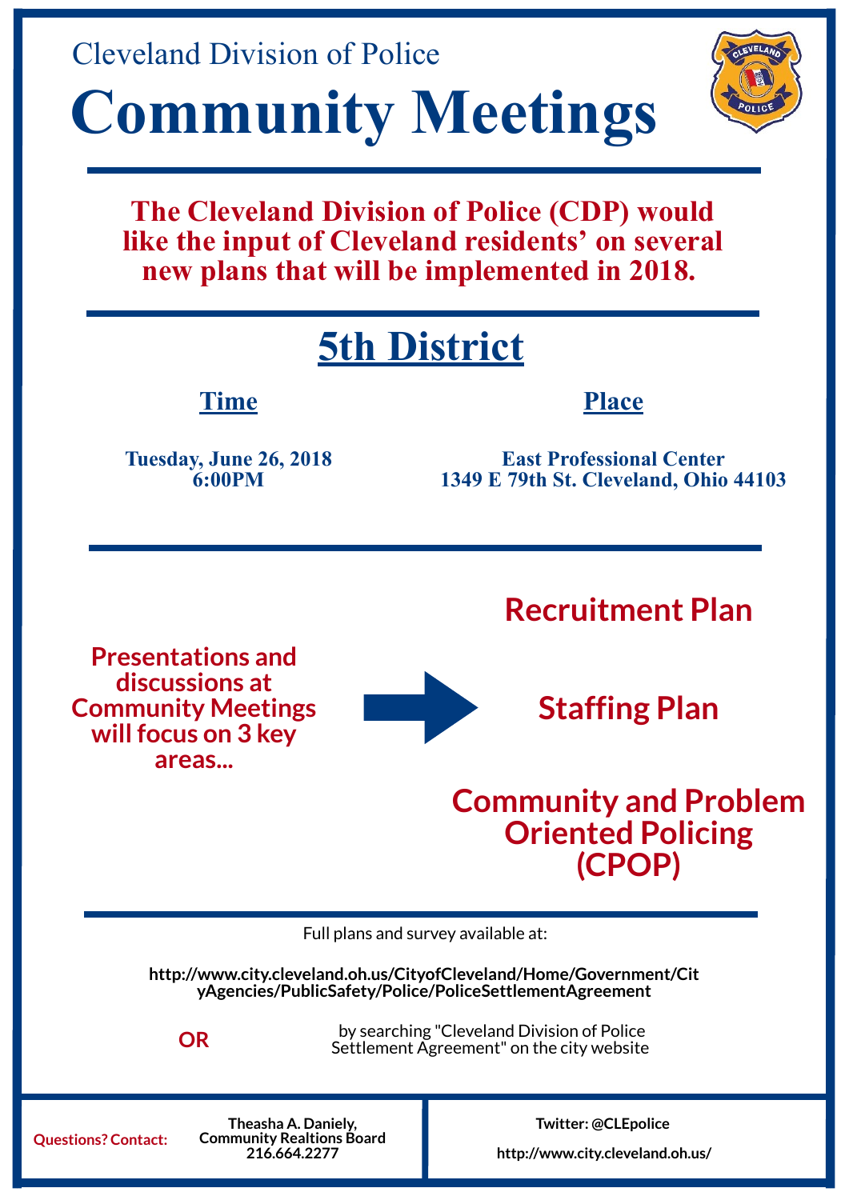Cleveland Division of Police

# Community Meetings

**The Cleveland Division of Police (CDP) would like the input of Cleveland residents' on several new plans that will be implemented in 2018.**

## 5th District

| Time | Place |
|---|---|
| **Tuesday, June 26, 2018**<br>**6:00PM** | **East Professional Center**<br>**1349 E 79th St. Cleveland, Ohio 44103** |

**Presentations and discussions at Community Meetings will focus on 3 key areas...**

**Recruitment Plan**

**Staffing Plan**

**Community and Problem Oriented Policing (CPOP)**

Full plans and survey available at:

**http://www.city.cleveland.oh.us/CityofCleveland/Home/Government/CityAgencies/PublicSafety/Police/PoliceSettlementAgreement**

**OR**

by searching "Cleveland Division of Police Settlement Agreement" on the city website

**Questions? Contact:**

**Theasha A. Daniely,**
**Community Realtions Board**
**216.664.2277**

**Twitter: @CLEpolice**

**http://www.city.cleveland.oh.us/**